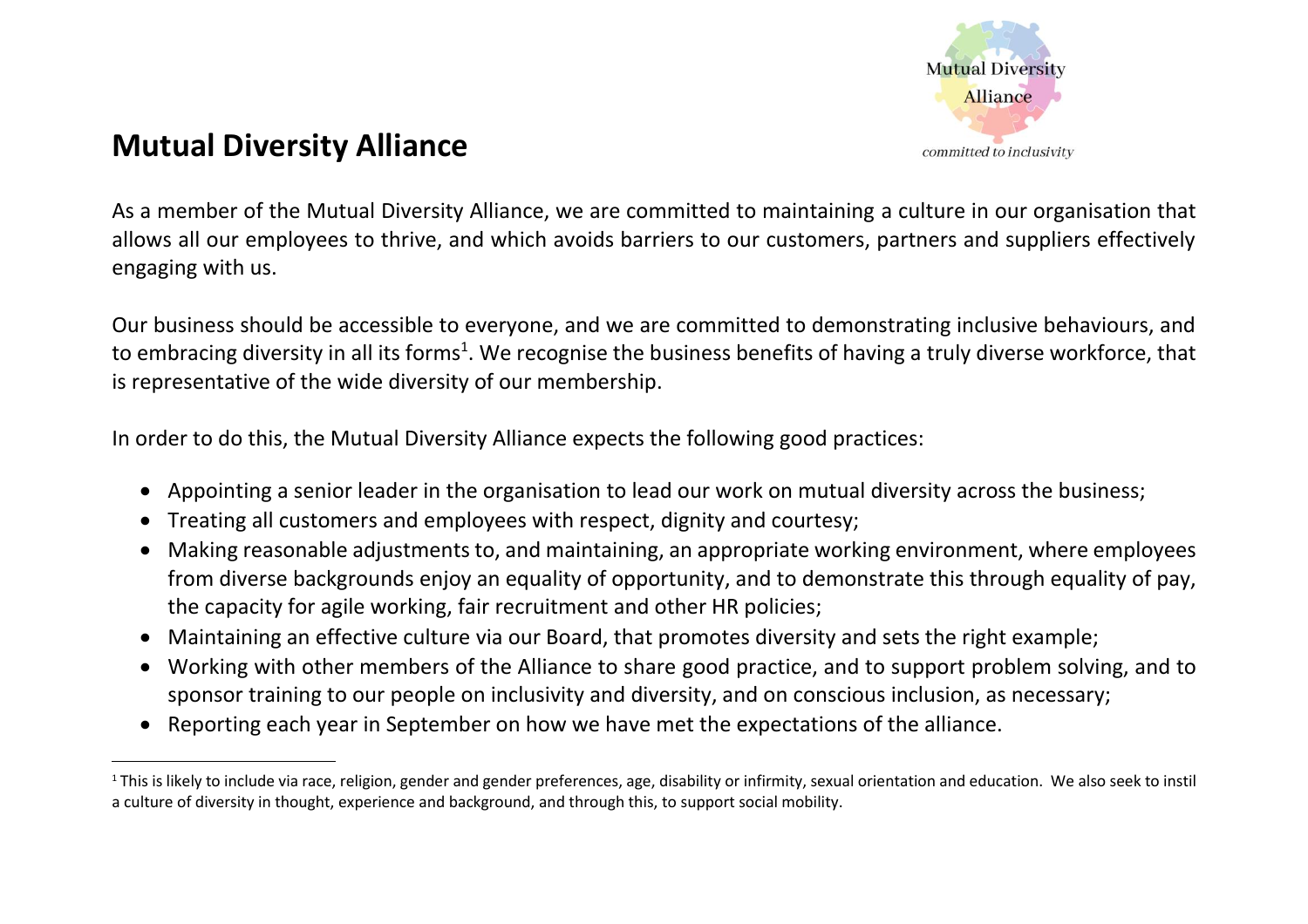# Mutual Diversity Alliance

As a member of the Mutual Diversity Alliance, we are committed to maintaining a culture in our organisation that allows all our employees to thrive, and which avoids barriers to our customers, partners and suppliers effectively engaging with us.

Our business should be accessible to everyone, and we are committed to demonstrating inclusive behaviours, and to embracing diversity in all its forms[1]. We recognise the business benefits of having a truly diverse workforce, that is representative of the wide diversity of our membership.

In order to do this, the Mutual Diversity Alliance expects the following good practices:

- Appointing a senior leader in the organisation to lead our work on mutual diversity across the business;
- Treating all customers and employees with respect, dignity and courtesy;
- Making reasonable adjustments to, and maintaining, an appropriate working environment, where employees from diverse backgrounds enjoy an equality of opportunity, and to demonstrate this through equality of pay, the capacity for agile working, fair recruitment and other HR policies;
- Maintaining an effective culture via our Board, that promotes diversity and sets the right example;
- Working with other members of the Alliance to share good practice, and to support problem solving, and to sponsor training to our people on inclusivity and diversity, and on conscious inclusion, as necessary;
- Reporting each year in September on how we have met the expectations of the alliance.

[1] This is likely to include via race, religion, gender and gender preferences, age, disability or infirmity, sexual orientation and education. We also seek to instil a culture of diversity in thought, experience and background, and through this, to support social mobility.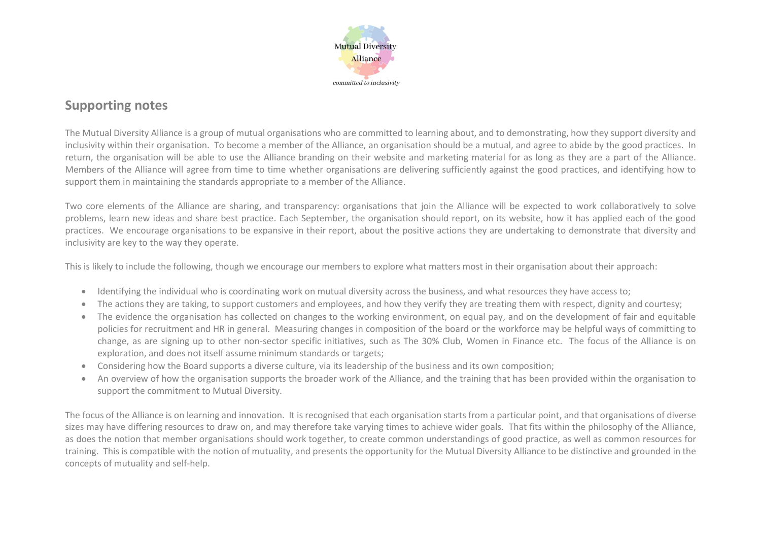Mutual Diversity Alliance

*committed to inclusivity*

## Supporting notes

The Mutual Diversity Alliance is a group of mutual organisations who are committed to learning about, and to demonstrating, how they support diversity and inclusivity within their organisation. To become a member of the Alliance, an organisation should be a mutual, and agree to abide by the good practices. In return, the organisation will be able to use the Alliance branding on their website and marketing material for as long as they are a part of the Alliance. Members of the Alliance will agree from time to time whether organisations are delivering sufficiently against the good practices, and identifying how to support them in maintaining the standards appropriate to a member of the Alliance.

Two core elements of the Alliance are sharing, and transparency: organisations that join the Alliance will be expected to work collaboratively to solve problems, learn new ideas and share best practice. Each September, the organisation should report, on its website, how it has applied each of the good practices. We encourage organisations to be expansive in their report, about the positive actions they are undertaking to demonstrate that diversity and inclusivity are key to the way they operate.

This is likely to include the following, though we encourage our members to explore what matters most in their organisation about their approach:

- Identifying the individual who is coordinating work on mutual diversity across the business, and what resources they have access to;
- The actions they are taking, to support customers and employees, and how they verify they are treating them with respect, dignity and courtesy;
- The evidence the organisation has collected on changes to the working environment, on equal pay, and on the development of fair and equitable policies for recruitment and HR in general. Measuring changes in composition of the board or the workforce may be helpful ways of committing to change, as are signing up to other non-sector specific initiatives, such as The 30% Club, Women in Finance etc. The focus of the Alliance is on exploration, and does not itself assume minimum standards or targets;
- Considering how the Board supports a diverse culture, via its leadership of the business and its own composition;
- An overview of how the organisation supports the broader work of the Alliance, and the training that has been provided within the organisation to support the commitment to Mutual Diversity.

The focus of the Alliance is on learning and innovation. It is recognised that each organisation starts from a particular point, and that organisations of diverse sizes may have differing resources to draw on, and may therefore take varying times to achieve wider goals. That fits within the philosophy of the Alliance, as does the notion that member organisations should work together, to create common understandings of good practice, as well as common resources for training. This is compatible with the notion of mutuality, and presents the opportunity for the Mutual Diversity Alliance to be distinctive and grounded in the concepts of mutuality and self-help.